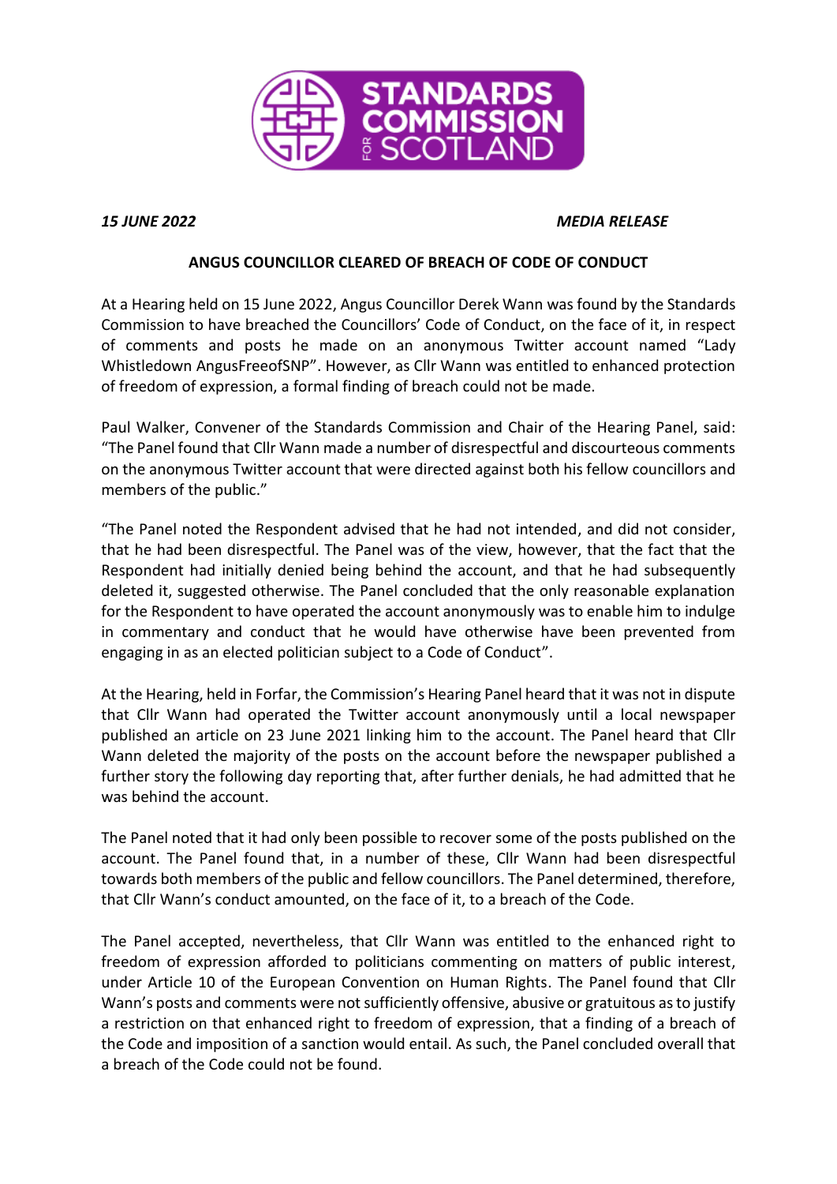*15 JUNE 2022* *MEDIA RELEASE*

**ANGUS COUNCILLOR CLEARED OF BREACH OF CODE OF CONDUCT**

At a Hearing held on 15 June 2022, Angus Councillor Derek Wann was found by the Standards Commission to have breached the Councillors' Code of Conduct, on the face of it, in respect of comments and posts he made on an anonymous Twitter account named "Lady Whistledown AngusFreeofSNP". However, as Cllr Wann was entitled to enhanced protection of freedom of expression, a formal finding of breach could not be made.

Paul Walker, Convener of the Standards Commission and Chair of the Hearing Panel, said: "The Panel found that Cllr Wann made a number of disrespectful and discourteous comments on the anonymous Twitter account that were directed against both his fellow councillors and members of the public."

"The Panel noted the Respondent advised that he had not intended, and did not consider, that he had been disrespectful. The Panel was of the view, however, that the fact that the Respondent had initially denied being behind the account, and that he had subsequently deleted it, suggested otherwise. The Panel concluded that the only reasonable explanation for the Respondent to have operated the account anonymously was to enable him to indulge in commentary and conduct that he would have otherwise have been prevented from engaging in as an elected politician subject to a Code of Conduct".

At the Hearing, held in Forfar, the Commission's Hearing Panel heard that it was not in dispute that Cllr Wann had operated the Twitter account anonymously until a local newspaper published an article on 23 June 2021 linking him to the account. The Panel heard that Cllr Wann deleted the majority of the posts on the account before the newspaper published a further story the following day reporting that, after further denials, he had admitted that he was behind the account.

The Panel noted that it had only been possible to recover some of the posts published on the account. The Panel found that, in a number of these, Cllr Wann had been disrespectful towards both members of the public and fellow councillors. The Panel determined, therefore, that Cllr Wann's conduct amounted, on the face of it, to a breach of the Code.

The Panel accepted, nevertheless, that Cllr Wann was entitled to the enhanced right to freedom of expression afforded to politicians commenting on matters of public interest, under Article 10 of the European Convention on Human Rights. The Panel found that Cllr Wann's posts and comments were not sufficiently offensive, abusive or gratuitous as to justify a restriction on that enhanced right to freedom of expression, that a finding of a breach of the Code and imposition of a sanction would entail. As such, the Panel concluded overall that a breach of the Code could not be found.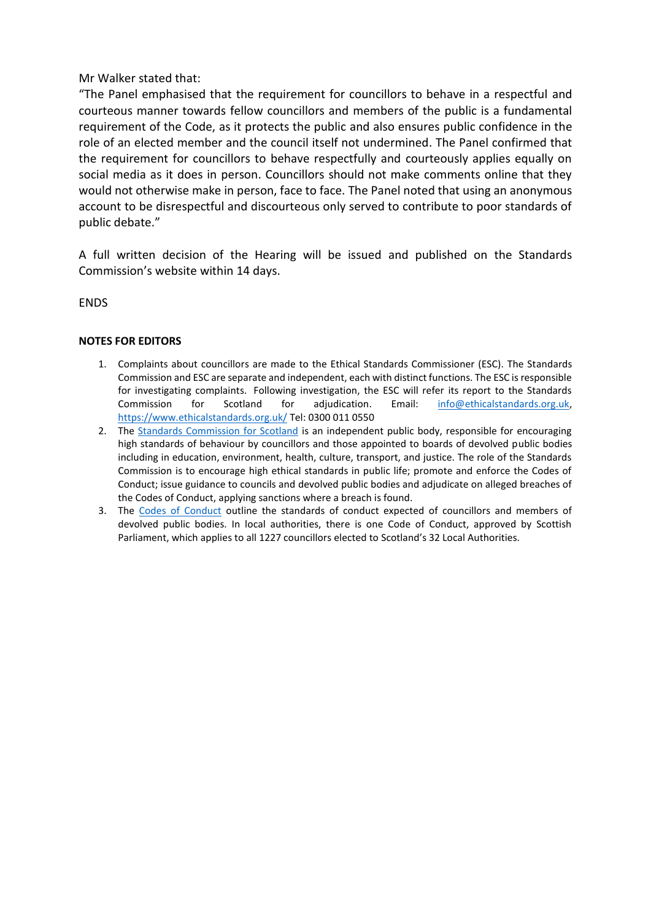Mr Walker stated that:

"The Panel emphasised that the requirement for councillors to behave in a respectful and courteous manner towards fellow councillors and members of the public is a fundamental requirement of the Code, as it protects the public and also ensures public confidence in the role of an elected member and the council itself not undermined. The Panel confirmed that the requirement for councillors to behave respectfully and courteously applies equally on social media as it does in person. Councillors should not make comments online that they would not otherwise make in person, face to face. The Panel noted that using an anonymous account to be disrespectful and discourteous only served to contribute to poor standards of public debate."

A full written decision of the Hearing will be issued and published on the Standards Commission's website within 14 days.

ENDS

**NOTES FOR EDITORS**

1. Complaints about councillors are made to the Ethical Standards Commissioner (ESC). The Standards Commission and ESC are separate and independent, each with distinct functions. The ESC is responsible for investigating complaints. Following investigation, the ESC will refer its report to the Standards Commission for Scotland for adjudication. Email: [info@ethicalstandards.org.uk](mailto:info@ethicalstandards.org.uk), [https://www.ethicalstandards.org.uk/](https://www.ethicalstandards.org.uk/) Tel: 0300 011 0550
2. The [Standards Commission for Scotland]() is an independent public body, responsible for encouraging high standards of behaviour by councillors and those appointed to boards of devolved public bodies including in education, environment, health, culture, transport, and justice. The role of the Standards Commission is to encourage high ethical standards in public life; promote and enforce the Codes of Conduct; issue guidance to councils and devolved public bodies and adjudicate on alleged breaches of the Codes of Conduct, applying sanctions where a breach is found.
3. The [Codes of Conduct]() outline the standards of conduct expected of councillors and members of devolved public bodies. In local authorities, there is one Code of Conduct, approved by Scottish Parliament, which applies to all 1227 councillors elected to Scotland's 32 Local Authorities.